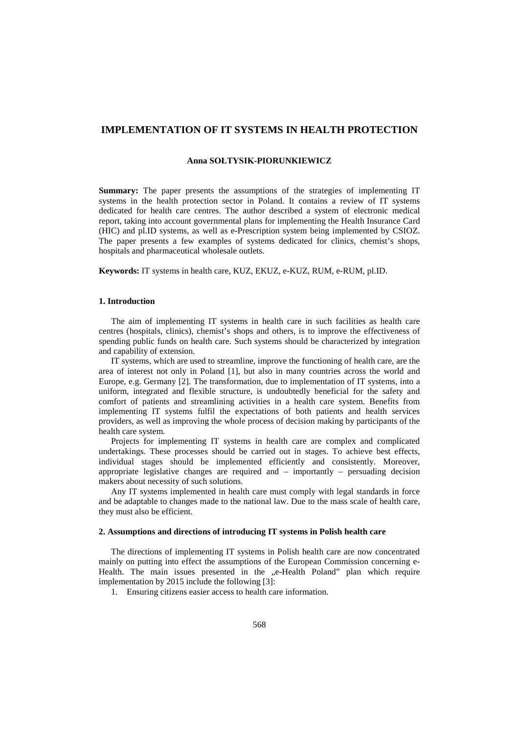# IMPLEMENTATION OF IT SYSTEMS IN HEALTH PROTECTION

**Anna SOŁTYSIK-PIORUNKIEWICZ**

**Summary:** The paper presents the assumptions of the strategies of implementing IT systems in the health protection sector in Poland. It contains a review of IT systems dedicated for health care centres. The author described a system of electronic medical report, taking into account governmental plans for implementing the Health Insurance Card (HIC) and pl.ID systems, as well as e-Prescription system being implemented by CSIOZ. The paper presents a few examples of systems dedicated for clinics, chemist's shops, hospitals and pharmaceutical wholesale outlets.

**Keywords:** IT systems in health care, KUZ, EKUZ, e-KUZ, RUM, e-RUM, pl.ID.

## 1. Introduction

The aim of implementing IT systems in health care in such facilities as health care centres (hospitals, clinics), chemist's shops and others, is to improve the effectiveness of spending public funds on health care. Such systems should be characterized by integration and capability of extension.

IT systems, which are used to streamline, improve the functioning of health care, are the area of interest not only in Poland [1], but also in many countries across the world and Europe, e.g. Germany [2]. The transformation, due to implementation of IT systems, into a uniform, integrated and flexible structure, is undoubtedly beneficial for the safety and comfort of patients and streamlining activities in a health care system. Benefits from implementing IT systems fulfil the expectations of both patients and health services providers, as well as improving the whole process of decision making by participants of the health care system.

Projects for implementing IT systems in health care are complex and complicated undertakings. These processes should be carried out in stages. To achieve best effects, individual stages should be implemented efficiently and consistently. Moreover, appropriate legislative changes are required and – importantly – persuading decision makers about necessity of such solutions.

Any IT systems implemented in health care must comply with legal standards in force and be adaptable to changes made to the national law. Due to the mass scale of health care, they must also be efficient.

## 2. Assumptions and directions of introducing IT systems in Polish health care

The directions of implementing IT systems in Polish health care are now concentrated mainly on putting into effect the assumptions of the European Commission concerning e-Health. The main issues presented in the „e-Health Poland" plan which require implementation by 2015 include the following [3]:

1. Ensuring citizens easier access to health care information.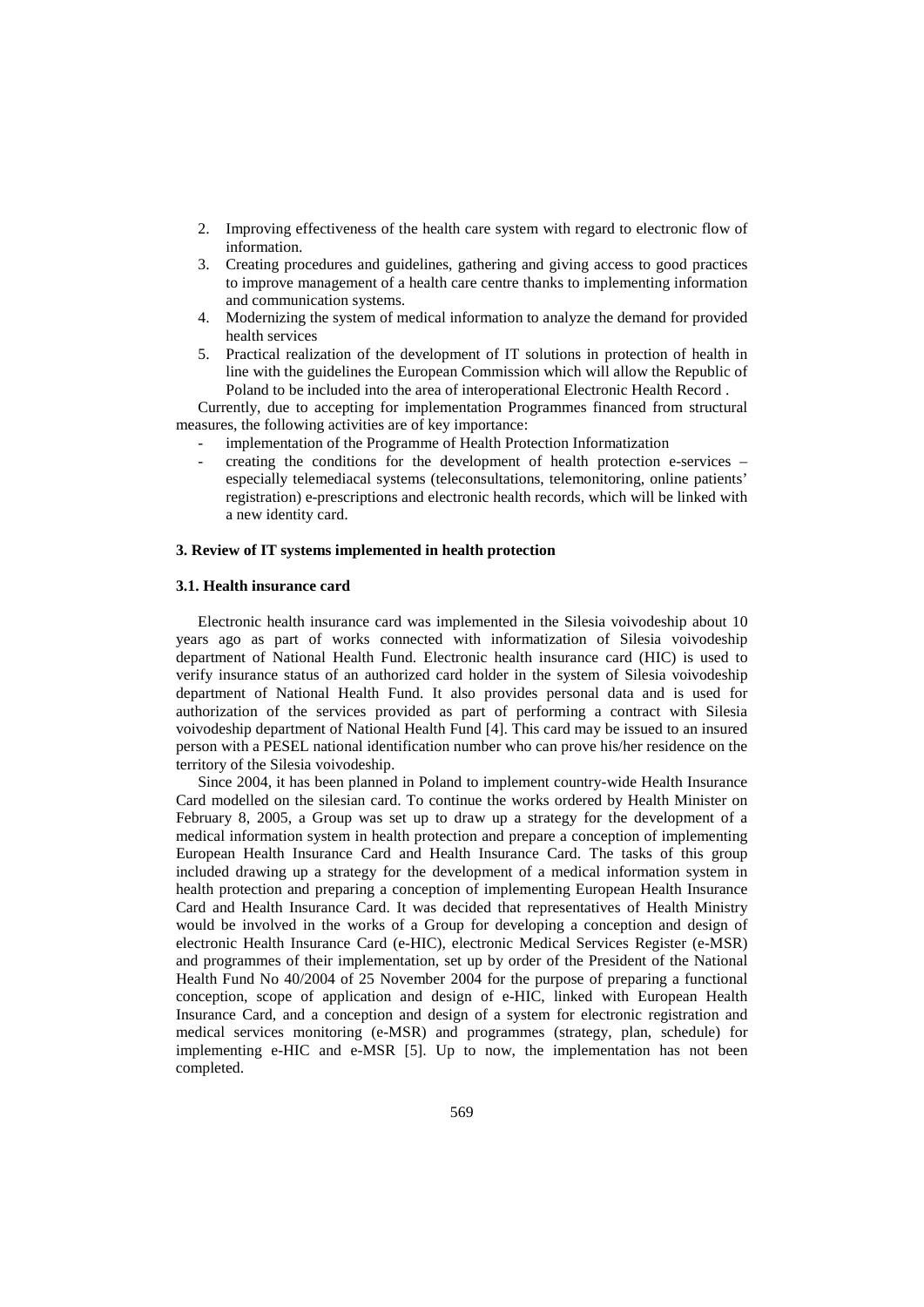2. Improving effectiveness of the health care system with regard to electronic flow of information.
3. Creating procedures and guidelines, gathering and giving access to good practices to improve management of a health care centre thanks to implementing information and communication systems.
4. Modernizing the system of medical information to analyze the demand for provided health services
5. Practical realization of the development of IT solutions in protection of health in line with the guidelines the European Commission which will allow the Republic of Poland to be included into the area of interoperational Electronic Health Record .

Currently, due to accepting for implementation Programmes financed from structural measures, the following activities are of key importance:

- implementation of the Programme of Health Protection Informatization
- creating the conditions for the development of health protection e-services – especially telemediacal systems (teleconsultations, telemonitoring, online patients' registration) e-prescriptions and electronic health records, which will be linked with a new identity card.

### 3. Review of IT systems implemented in health protection

#### 3.1. Health insurance card

Electronic health insurance card was implemented in the Silesia voivodeship about 10 years ago as part of works connected with informatization of Silesia voivodeship department of National Health Fund. Electronic health insurance card (HIC) is used to verify insurance status of an authorized card holder in the system of Silesia voivodeship department of National Health Fund. It also provides personal data and is used for authorization of the services provided as part of performing a contract with Silesia voivodeship department of National Health Fund [4]. This card may be issued to an insured person with a PESEL national identification number who can prove his/her residence on the territory of the Silesia voivodeship.

Since 2004, it has been planned in Poland to implement country-wide Health Insurance Card modelled on the silesian card. To continue the works ordered by Health Minister on February 8, 2005, a Group was set up to draw up a strategy for the development of a medical information system in health protection and prepare a conception of implementing European Health Insurance Card and Health Insurance Card. The tasks of this group included drawing up a strategy for the development of a medical information system in health protection and preparing a conception of implementing European Health Insurance Card and Health Insurance Card. It was decided that representatives of Health Ministry would be involved in the works of a Group for developing a conception and design of electronic Health Insurance Card (e-HIC), electronic Medical Services Register (e-MSR) and programmes of their implementation, set up by order of the President of the National Health Fund No 40/2004 of 25 November 2004 for the purpose of preparing a functional conception, scope of application and design of e-HIC, linked with European Health Insurance Card, and a conception and design of a system for electronic registration and medical services monitoring (e-MSR) and programmes (strategy, plan, schedule) for implementing e-HIC and e-MSR [5]. Up to now, the implementation has not been completed.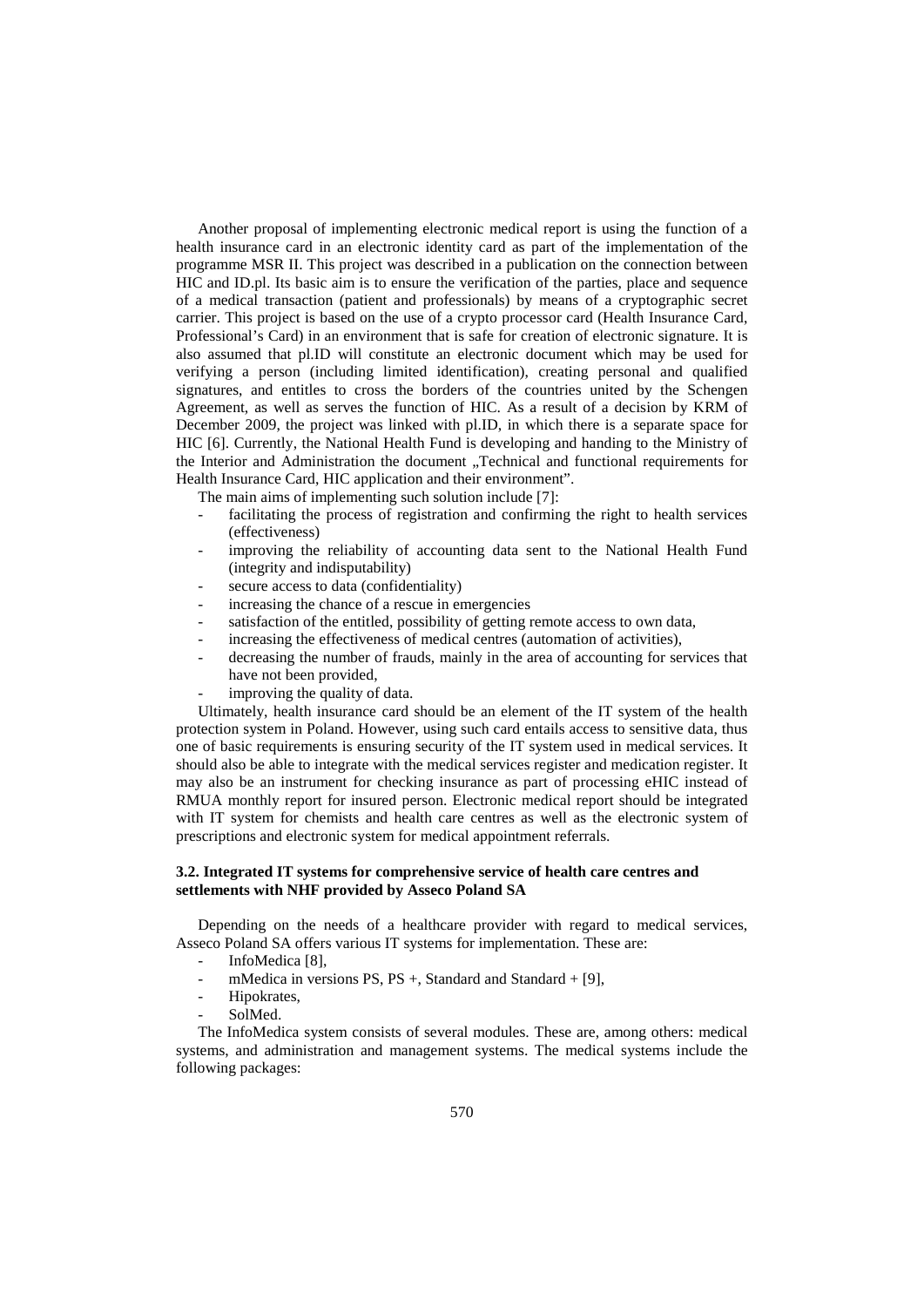Another proposal of implementing electronic medical report is using the function of a health insurance card in an electronic identity card as part of the implementation of the programme MSR II. This project was described in a publication on the connection between HIC and ID.pl. Its basic aim is to ensure the verification of the parties, place and sequence of a medical transaction (patient and professionals) by means of a cryptographic secret carrier. This project is based on the use of a crypto processor card (Health Insurance Card, Professional's Card) in an environment that is safe for creation of electronic signature. It is also assumed that pl.ID will constitute an electronic document which may be used for verifying a person (including limited identification), creating personal and qualified signatures, and entitles to cross the borders of the countries united by the Schengen Agreement, as well as serves the function of HIC. As a result of a decision by KRM of December 2009, the project was linked with pl.ID, in which there is a separate space for HIC [6]. Currently, the National Health Fund is developing and handing to the Ministry of the Interior and Administration the document „Technical and functional requirements for Health Insurance Card, HIC application and their environment".

The main aims of implementing such solution include [7]:

- facilitating the process of registration and confirming the right to health services (effectiveness)
- improving the reliability of accounting data sent to the National Health Fund (integrity and indisputability)
- secure access to data (confidentiality)
- increasing the chance of a rescue in emergencies
- satisfaction of the entitled, possibility of getting remote access to own data,
- increasing the effectiveness of medical centres (automation of activities),
- decreasing the number of frauds, mainly in the area of accounting for services that have not been provided,
- improving the quality of data.

Ultimately, health insurance card should be an element of the IT system of the health protection system in Poland. However, using such card entails access to sensitive data, thus one of basic requirements is ensuring security of the IT system used in medical services. It should also be able to integrate with the medical services register and medication register. It may also be an instrument for checking insurance as part of processing eHIC instead of RMUA monthly report for insured person. Electronic medical report should be integrated with IT system for chemists and health care centres as well as the electronic system of prescriptions and electronic system for medical appointment referrals.

### 3.2. Integrated IT systems for comprehensive service of health care centres and settlements with NHF provided by Asseco Poland SA

Depending on the needs of a healthcare provider with regard to medical services, Asseco Poland SA offers various IT systems for implementation. These are:

- InfoMedica [8],
- mMedica in versions PS, PS +, Standard and Standard + [9],
- Hipokrates,
- SolMed.

The InfoMedica system consists of several modules. These are, among others: medical systems, and administration and management systems. The medical systems include the following packages: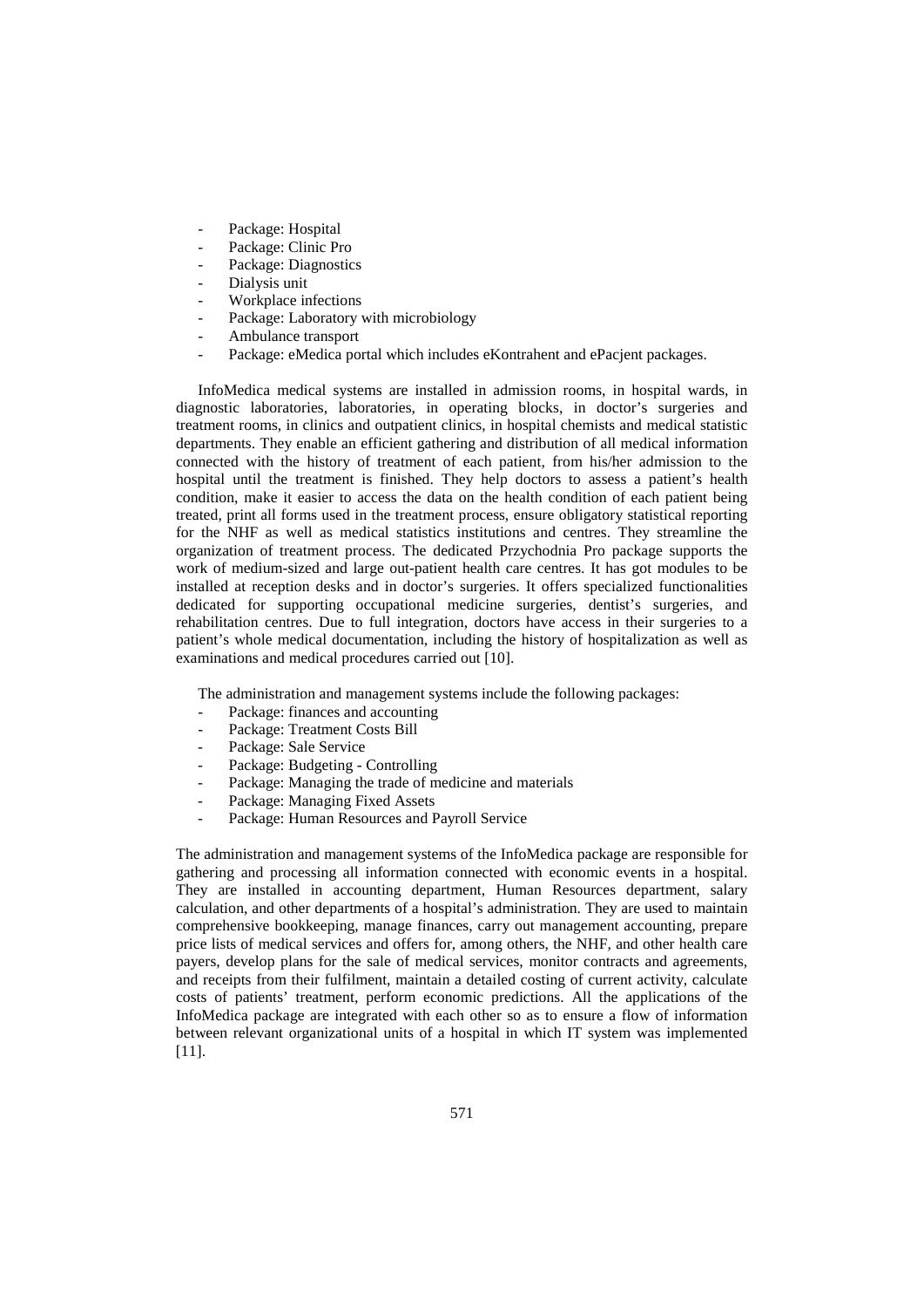- Package: Hospital
- Package: Clinic Pro
- Package: Diagnostics
- Dialysis unit
- Workplace infections
- Package: Laboratory with microbiology
- Ambulance transport
- Package: eMedica portal which includes eKontrahent and ePacjent packages.

InfoMedica medical systems are installed in admission rooms, in hospital wards, in diagnostic laboratories, laboratories, in operating blocks, in doctor's surgeries and treatment rooms, in clinics and outpatient clinics, in hospital chemists and medical statistic departments. They enable an efficient gathering and distribution of all medical information connected with the history of treatment of each patient, from his/her admission to the hospital until the treatment is finished. They help doctors to assess a patient's health condition, make it easier to access the data on the health condition of each patient being treated, print all forms used in the treatment process, ensure obligatory statistical reporting for the NHF as well as medical statistics institutions and centres. They streamline the organization of treatment process. The dedicated Przychodnia Pro package supports the work of medium-sized and large out-patient health care centres. It has got modules to be installed at reception desks and in doctor's surgeries. It offers specialized functionalities dedicated for supporting occupational medicine surgeries, dentist's surgeries, and rehabilitation centres. Due to full integration, doctors have access in their surgeries to a patient's whole medical documentation, including the history of hospitalization as well as examinations and medical procedures carried out [10].

The administration and management systems include the following packages:

- Package: finances and accounting
- Package: Treatment Costs Bill
- Package: Sale Service
- Package: Budgeting - Controlling
- Package: Managing the trade of medicine and materials
- Package: Managing Fixed Assets
- Package: Human Resources and Payroll Service

The administration and management systems of the InfoMedica package are responsible for gathering and processing all information connected with economic events in a hospital. They are installed in accounting department, Human Resources department, salary calculation, and other departments of a hospital's administration. They are used to maintain comprehensive bookkeeping, manage finances, carry out management accounting, prepare price lists of medical services and offers for, among others, the NHF, and other health care payers, develop plans for the sale of medical services, monitor contracts and agreements, and receipts from their fulfilment, maintain a detailed costing of current activity, calculate costs of patients' treatment, perform economic predictions. All the applications of the InfoMedica package are integrated with each other so as to ensure a flow of information between relevant organizational units of a hospital in which IT system was implemented [11].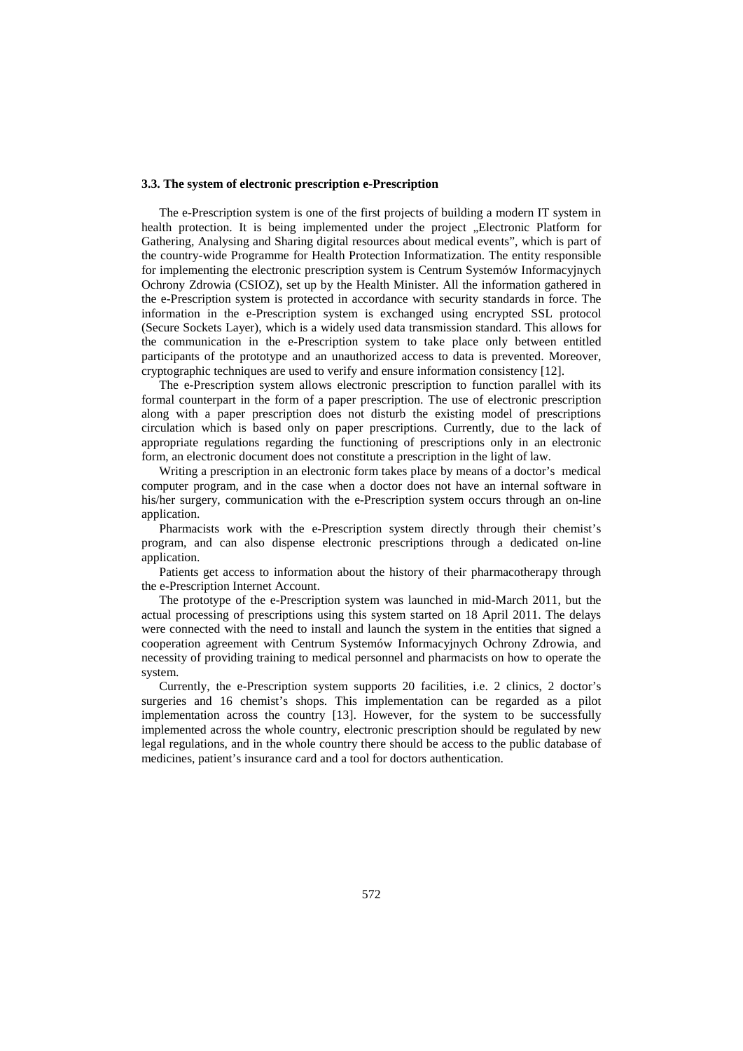### 3.3. The system of electronic prescription e-Prescription

The e-Prescription system is one of the first projects of building a modern IT system in health protection. It is being implemented under the project „Electronic Platform for Gathering, Analysing and Sharing digital resources about medical events", which is part of the country-wide Programme for Health Protection Informatization. The entity responsible for implementing the electronic prescription system is Centrum Systemów Informacyjnych Ochrony Zdrowia (CSIOZ), set up by the Health Minister. All the information gathered in the e-Prescription system is protected in accordance with security standards in force. The information in the e-Prescription system is exchanged using encrypted SSL protocol (Secure Sockets Layer), which is a widely used data transmission standard. This allows for the communication in the e-Prescription system to take place only between entitled participants of the prototype and an unauthorized access to data is prevented. Moreover, cryptographic techniques are used to verify and ensure information consistency [12].

The e-Prescription system allows electronic prescription to function parallel with its formal counterpart in the form of a paper prescription. The use of electronic prescription along with a paper prescription does not disturb the existing model of prescriptions circulation which is based only on paper prescriptions. Currently, due to the lack of appropriate regulations regarding the functioning of prescriptions only in an electronic form, an electronic document does not constitute a prescription in the light of law.

Writing a prescription in an electronic form takes place by means of a doctor's medical computer program, and in the case when a doctor does not have an internal software in his/her surgery, communication with the e-Prescription system occurs through an on-line application.

Pharmacists work with the e-Prescription system directly through their chemist's program, and can also dispense electronic prescriptions through a dedicated on-line application.

Patients get access to information about the history of their pharmacotherapy through the e-Prescription Internet Account.

The prototype of the e-Prescription system was launched in mid-March 2011, but the actual processing of prescriptions using this system started on 18 April 2011. The delays were connected with the need to install and launch the system in the entities that signed a cooperation agreement with Centrum Systemów Informacyjnych Ochrony Zdrowia, and necessity of providing training to medical personnel and pharmacists on how to operate the system.

Currently, the e-Prescription system supports 20 facilities, i.e. 2 clinics, 2 doctor's surgeries and 16 chemist's shops. This implementation can be regarded as a pilot implementation across the country [13]. However, for the system to be successfully implemented across the whole country, electronic prescription should be regulated by new legal regulations, and in the whole country there should be access to the public database of medicines, patient's insurance card and a tool for doctors authentication.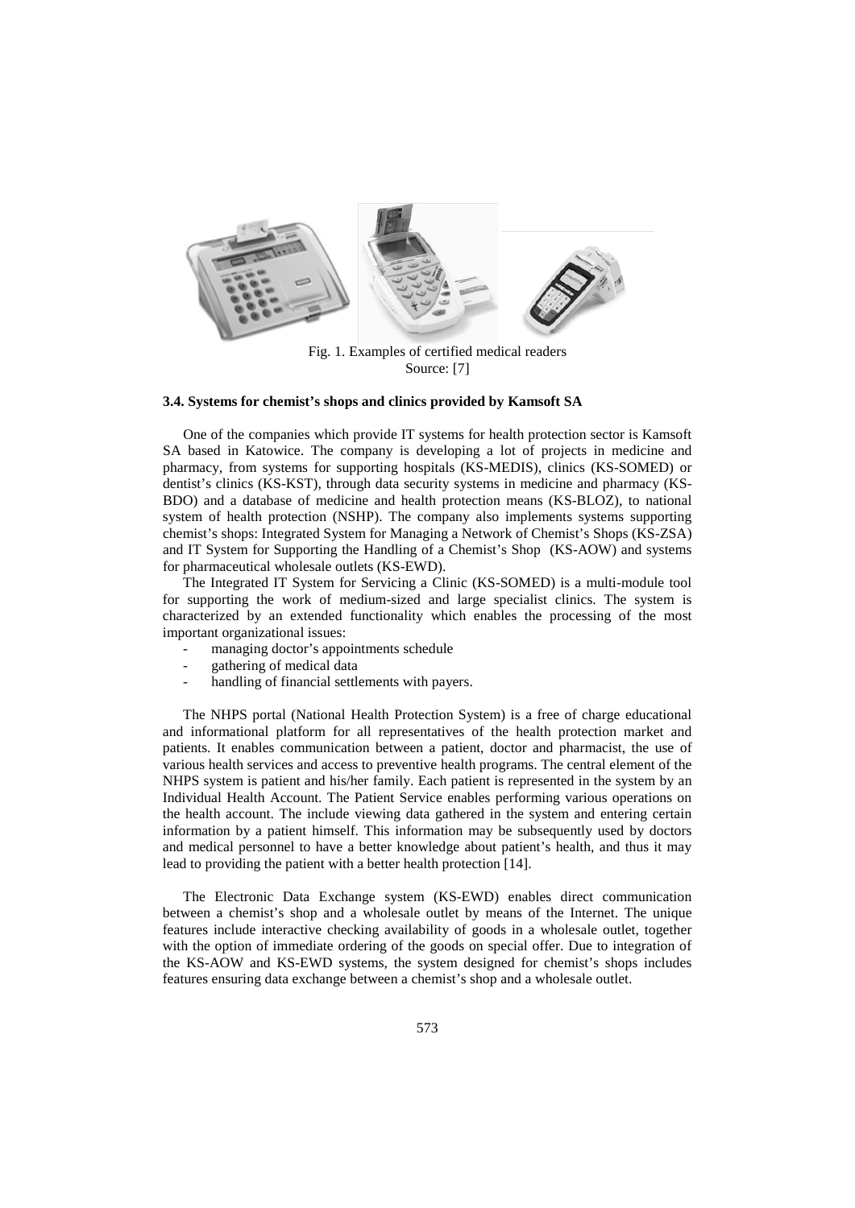Fig. 1. Examples of certified medical readers
Source: [7]

### 3.4. Systems for chemist's shops and clinics provided by Kamsoft SA

One of the companies which provide IT systems for health protection sector is Kamsoft SA based in Katowice. The company is developing a lot of projects in medicine and pharmacy, from systems for supporting hospitals (KS-MEDIS), clinics (KS-SOMED) or dentist's clinics (KS-KST), through data security systems in medicine and pharmacy (KS-BDO) and a database of medicine and health protection means (KS-BLOZ), to national system of health protection (NSHP). The company also implements systems supporting chemist's shops: Integrated System for Managing a Network of Chemist's Shops (KS-ZSA) and IT System for Supporting the Handling of a Chemist's Shop (KS-AOW) and systems for pharmaceutical wholesale outlets (KS-EWD).

The Integrated IT System for Servicing a Clinic (KS-SOMED) is a multi-module tool for supporting the work of medium-sized and large specialist clinics. The system is characterized by an extended functionality which enables the processing of the most important organizational issues:

- managing doctor's appointments schedule
- gathering of medical data
- handling of financial settlements with payers.

The NHPS portal (National Health Protection System) is a free of charge educational and informational platform for all representatives of the health protection market and patients. It enables communication between a patient, doctor and pharmacist, the use of various health services and access to preventive health programs. The central element of the NHPS system is patient and his/her family. Each patient is represented in the system by an Individual Health Account. The Patient Service enables performing various operations on the health account. The include viewing data gathered in the system and entering certain information by a patient himself. This information may be subsequently used by doctors and medical personnel to have a better knowledge about patient's health, and thus it may lead to providing the patient with a better health protection [14].

The Electronic Data Exchange system (KS-EWD) enables direct communication between a chemist's shop and a wholesale outlet by means of the Internet. The unique features include interactive checking availability of goods in a wholesale outlet, together with the option of immediate ordering of the goods on special offer. Due to integration of the KS-AOW and KS-EWD systems, the system designed for chemist's shops includes features ensuring data exchange between a chemist's shop and a wholesale outlet.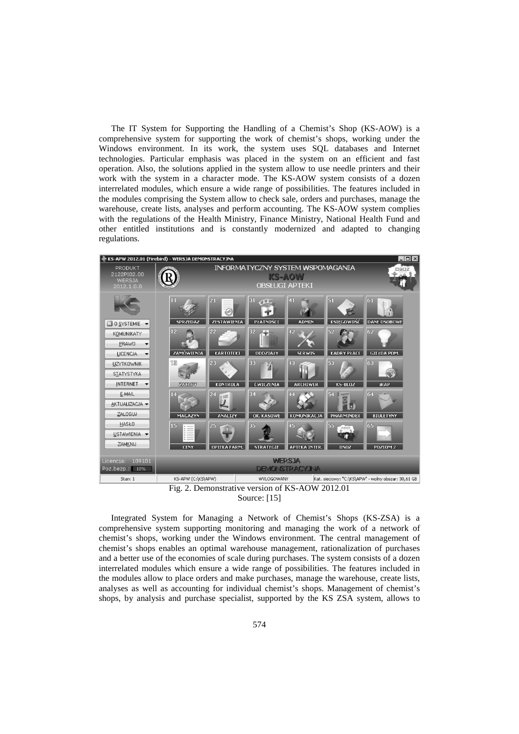The IT System for Supporting the Handling of a Chemist's Shop (KS-AOW) is a comprehensive system for supporting the work of chemist's shops, working under the Windows environment. In its work, the system uses SQL databases and Internet technologies. Particular emphasis was placed in the system on an efficient and fast operation. Also, the solutions applied in the system allow to use needle printers and their work with the system in a character mode. The KS-AOW system consists of a dozen interrelated modules, which ensure a wide range of possibilities. The features included in the modules comprising the System allow to check sale, orders and purchases, manage the warehouse, create lists, analyses and perform accounting. The KS-AOW system complies with the regulations of the Health Ministry, Finance Ministry, National Health Fund and other entitled institutions and is constantly modernized and adapted to changing regulations.

Fig. 2. Demonstrative version of KS-AOW 2012.01
Source: [15]

Integrated System for Managing a Network of Chemist's Shops (KS-ZSA) is a comprehensive system supporting monitoring and managing the work of a network of chemist's shops, working under the Windows environment. The central management of chemist's shops enables an optimal warehouse management, rationalization of purchases and a better use of the economies of scale during purchases. The system consists of a dozen interrelated modules which ensure a wide range of possibilities. The features included in the modules allow to place orders and make purchases, manage the warehouse, create lists, analyses as well as accounting for individual chemist's shops. Management of chemist's shops, by analysis and purchase specialist, supported by the KS ZSA system, allows to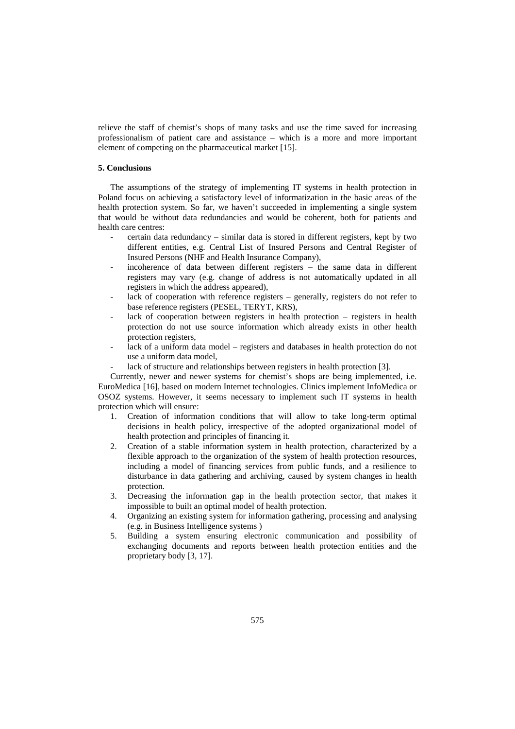relieve the staff of chemist's shops of many tasks and use the time saved for increasing professionalism of patient care and assistance – which is a more and more important element of competing on the pharmaceutical market [15].

## 5. Conclusions

The assumptions of the strategy of implementing IT systems in health protection in Poland focus on achieving a satisfactory level of informatization in the basic areas of the health protection system. So far, we haven't succeeded in implementing a single system that would be without data redundancies and would be coherent, both for patients and health care centres:

- certain data redundancy – similar data is stored in different registers, kept by two different entities, e.g. Central List of Insured Persons and Central Register of Insured Persons (NHF and Health Insurance Company),
- incoherence of data between different registers – the same data in different registers may vary (e.g. change of address is not automatically updated in all registers in which the address appeared),
- lack of cooperation with reference registers – generally, registers do not refer to base reference registers (PESEL, TERYT, KRS),
- lack of cooperation between registers in health protection – registers in health protection do not use source information which already exists in other health protection registers,
- lack of a uniform data model – registers and databases in health protection do not use a uniform data model,
- lack of structure and relationships between registers in health protection [3].

Currently, newer and newer systems for chemist's shops are being implemented, i.e. EuroMedica [16], based on modern Internet technologies. Clinics implement InfoMedica or OSOZ systems. However, it seems necessary to implement such IT systems in health protection which will ensure:

1. Creation of information conditions that will allow to take long-term optimal decisions in health policy, irrespective of the adopted organizational model of health protection and principles of financing it.
2. Creation of a stable information system in health protection, characterized by a flexible approach to the organization of the system of health protection resources, including a model of financing services from public funds, and a resilience to disturbance in data gathering and archiving, caused by system changes in health protection.
3. Decreasing the information gap in the health protection sector, that makes it impossible to built an optimal model of health protection.
4. Organizing an existing system for information gathering, processing and analysing (e.g. in Business Intelligence systems )
5. Building a system ensuring electronic communication and possibility of exchanging documents and reports between health protection entities and the proprietary body [3, 17].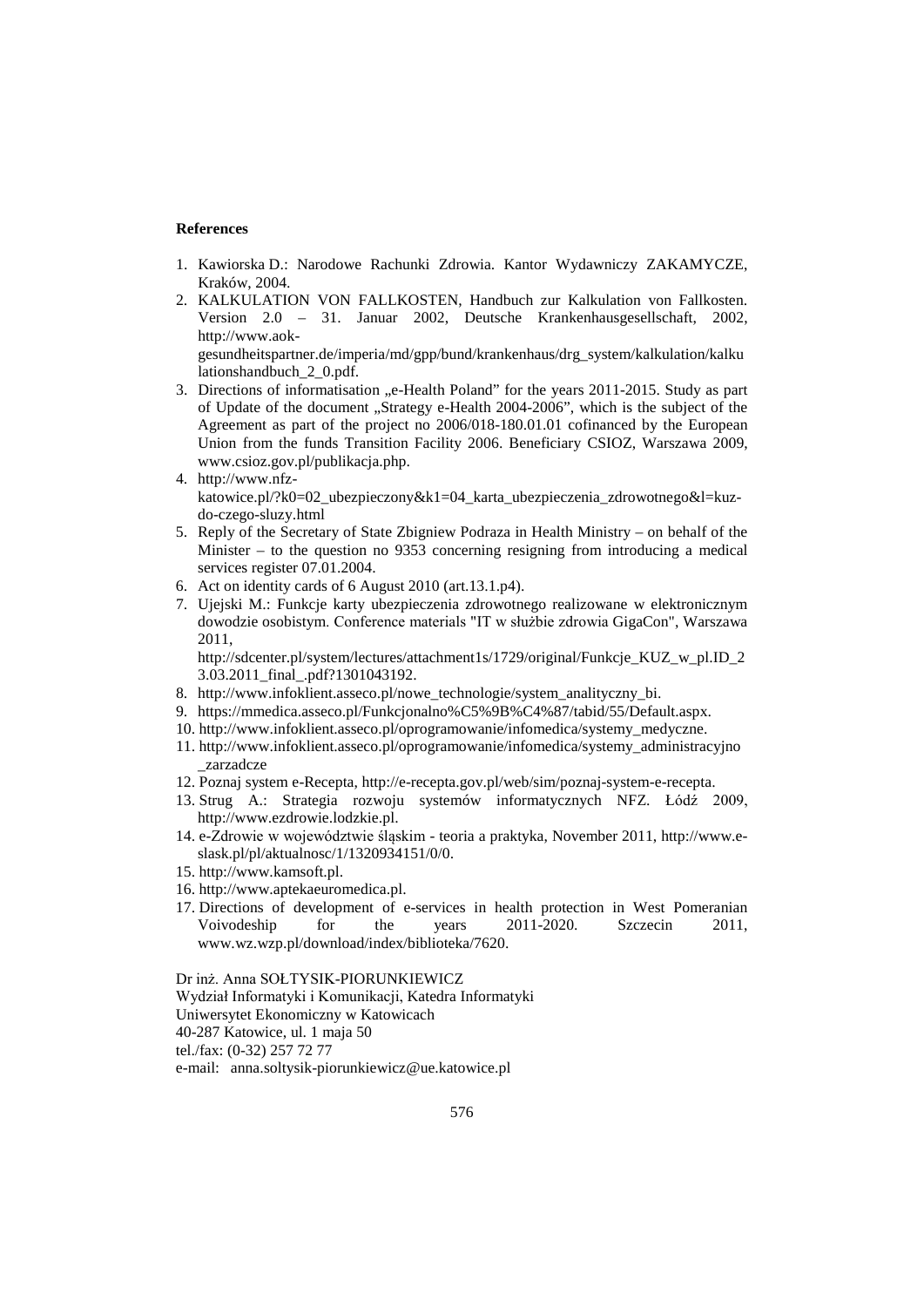**References**

1. Kawiorska D.: Narodowe Rachunki Zdrowia. Kantor Wydawniczy ZAKAMYCZE, Kraków, 2004.
2. KALKULATION VON FALLKOSTEN, Handbuch zur Kalkulation von Fallkosten. Version 2.0 – 31. Januar 2002, Deutsche Krankenhausgesellschaft, 2002, http://www.aok-gesundheitspartner.de/imperia/md/gpp/bund/krankenhaus/drg_system/kalkulation/kalkulationshandbuch_2_0.pdf.
3. Directions of informatisation „e-Health Poland" for the years 2011-2015. Study as part of Update of the document „Strategy e-Health 2004-2006", which is the subject of the Agreement as part of the project no 2006/018-180.01.01 cofinanced by the European Union from the funds Transition Facility 2006. Beneficiary CSIOZ, Warszawa 2009, www.csioz.gov.pl/publikacja.php.
4. http://www.nfz-katowice.pl/?k0=02_ubezpieczony&k1=04_karta_ubezpieczenia_zdrowotnego&l=kuz-do-czego-sluzy.html
5. Reply of the Secretary of State Zbigniew Podraza in Health Ministry – on behalf of the Minister – to the question no 9353 concerning resigning from introducing a medical services register 07.01.2004.
6. Act on identity cards of 6 August 2010 (art.13.1.p4).
7. Ujejski M.: Funkcje karty ubezpieczenia zdrowotnego realizowane w elektronicznym dowodzie osobistym. Conference materials "IT w służbie zdrowia GigaCon", Warszawa 2011, http://sdcenter.pl/system/lectures/attachment1s/1729/original/Funkcje_KUZ_w_pl.ID_23.03.2011_final_.pdf?1301043192.
8. http://www.infoklient.asseco.pl/nowe_technologie/system_analityczny_bi.
9. https://mmedica.asseco.pl/Funkcjonalno%C5%9B%C4%87/tabid/55/Default.aspx.
10. http://www.infoklient.asseco.pl/oprogramowanie/infomedica/systemy_medyczne.
11. http://www.infoklient.asseco.pl/oprogramowanie/infomedica/systemy_administracyjno_zarzadcze
12. Poznaj system e-Recepta, http://e-recepta.gov.pl/web/sim/poznaj-system-e-recepta.
13. Strug A.: Strategia rozwoju systemów informatycznych NFZ. Łódź 2009, http://www.ezdrowie.lodzkie.pl.
14. e-Zdrowie w województwie śląskim - teoria a praktyka, November 2011, http://www.e-slask.pl/pl/aktualnosc/1/1320934151/0/0.
15. http://www.kamsoft.pl.
16. http://www.aptekaeuromedica.pl.
17. Directions of development of e-services in health protection in West Pomeranian Voivodeship for the years 2011-2020. Szczecin 2011, www.wz.wzp.pl/download/index/biblioteka/7620.

Dr inż. Anna SOŁTYSIK-PIORUNKIEWICZ
Wydział Informatyki i Komunikacji, Katedra Informatyki
Uniwersytet Ekonomiczny w Katowicach
40-287 Katowice, ul. 1 maja 50
tel./fax: (0-32) 257 72 77
e-mail: anna.soltysik-piorunkiewicz@ue.katowice.pl